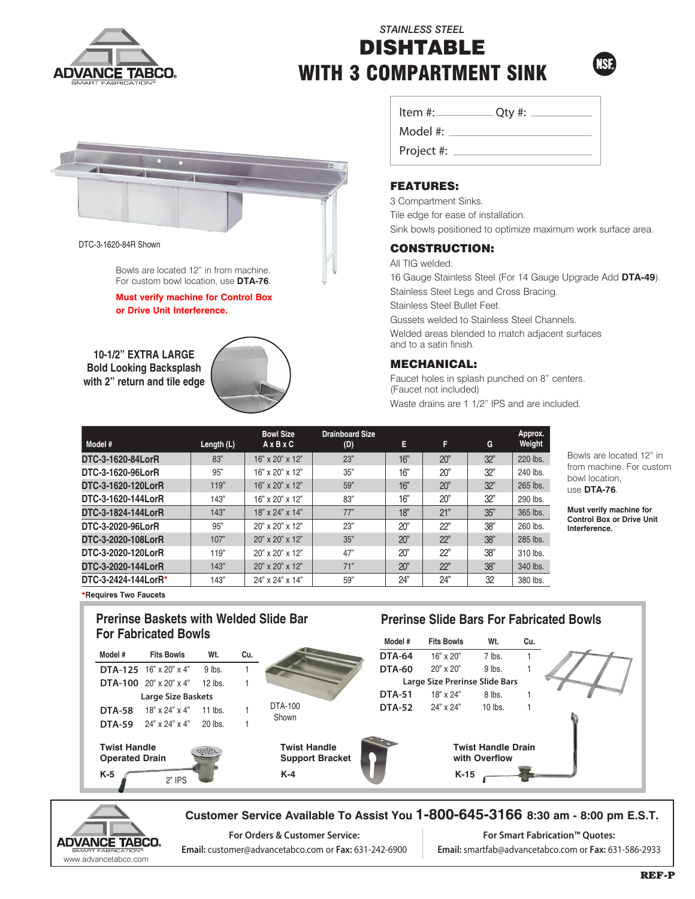# STAINLESS STEEL DISHTABLE WITH 3 COMPARTMENT SINK

Item #: \_\_\_\_\_\_\_\_ Qty #: \_\_\_\_\_\_\_\_

Model #: \_\_\_\_\_\_\_\_\_\_\_\_\_\_\_\_

Project #: \_\_\_\_\_\_\_\_\_\_\_\_\_\_\_\_

DTC-3-1620-84R Shown

Bowls are located 12" in from machine. For custom bowl location, use **DTA-76**.

**Must verify machine for Control Box or Drive Unit Interference.**

**10-1/2" EXTRA LARGE Bold Looking Backsplash with 2" return and tile edge**

## FEATURES:

3 Compartment Sinks.

Tile edge for ease of installation.

Sink bowls positioned to optimize maximum work surface area.

## CONSTRUCTION:

All TIG welded.

16 Gauge Stainless Steel (For 14 Gauge Upgrade Add **DTA-49**).

Stainless Steel Legs and Cross Bracing.

Stainless Steel Bullet Feet.

Gussets welded to Stainless Steel Channels.

Welded areas blended to match adjacent surfaces and to a satin finish.

## MECHANICAL:

Faucet holes in splash punched on 8" centers. (Faucet not included)

Waste drains are 1 1/2" IPS and are included.

| Model # | Length (L) | Bowl Size A x B x C | Drainboard Size (D) | E | F | G | Approx. Weight |
|---|---|---|---|---|---|---|---|
| DTC-3-1620-84LorR | 83" | 16" x 20" x 12" | 23" | 16" | 20" | 32" | 220 lbs. |
| DTC-3-1620-96LorR | 95" | 16" x 20" x 12" | 35" | 16" | 20" | 32" | 240 lbs. |
| DTC-3-1620-120LorR | 119" | 16" x 20" x 12" | 59" | 16" | 20" | 32" | 265 lbs. |
| DTC-3-1620-144LorR | 143" | 16" x 20" x 12" | 83" | 16" | 20" | 32" | 290 lbs. |
| DTC-3-1824-144LorR | 143" | 18" x 24" x 14" | 77" | 18" | 21" | 35" | 365 lbs. |
| DTC-3-2020-96LorR | 95" | 20" x 20" x 12" | 23" | 20" | 22" | 38" | 260 lbs. |
| DTC-3-2020-108LorR | 107" | 20" x 20" x 12" | 35" | 20" | 22" | 38" | 285 lbs. |
| DTC-3-2020-120LorR | 119" | 20" x 20" x 12" | 47" | 20" | 22" | 38" | 310 lbs. |
| DTC-3-2020-144LorR | 143" | 20" x 20" x 12" | 71" | 20" | 22" | 38" | 340 lbs. |
| DTC-3-2424-144LorR* | 143" | 24" x 24" x 14" | 59" | 24" | 24" | 32 | 380 lbs. |

***Requires Two Faucets**

Bowls are located 12" in from machine. For custom bowl location, use **DTA-76**.

**Must verify machine for Control Box or Drive Unit Interference.**

## Prerinse Baskets with Welded Slide Bar For Fabricated Bowls

| Model # | Fits Bowls | Wt. | Cu. |
|---|---|---|---|
| DTA-125 | 16" x 20" x 4" | 9 lbs. | 1 |
| DTA-100 | 20" x 20" x 4" | 12 lbs. | 1 |
| **Large Size Baskets** | | | |
| DTA-58 | 18" x 24" x 4" | 11 lbs. | 1 |
| DTA-59 | 24" x 24" x 4" | 20 lbs. | 1 |

DTA-100 Shown

## Prerinse Slide Bars For Fabricated Bowls

| Model # | Fits Bowls | Wt. | Cu. |
|---|---|---|---|
| DTA-64 | 16" x 20" | 7 lbs. | 1 |
| DTA-60 | 20" x 20" | 9 lbs. | 1 |
| **Large Size Prerinse Slide Bars** | | | |
| DTA-51 | 18" x 24" | 8 lbs. | 1 |
| DTA-52 | 24" x 24" | 10 lbs. | 1 |

**Twist Handle Operated Drain**
**K-5** 2" IPS

**Twist Handle Support Bracket**
**K-4**

**Twist Handle Drain with Overflow**
**K-15**

**Customer Service Available To Assist You 1-800-645-3166 8:30 am - 8:00 pm E.S.T.**

**For Orders & Customer Service:**
**Email:** customer@advancetabco.com or **Fax:** 631-242-6900

**For Smart Fabrication™ Quotes:**
**Email:** smartfab@advancetabco.com or **Fax:** 631-586-2933

www.advancetabco.com

REF-P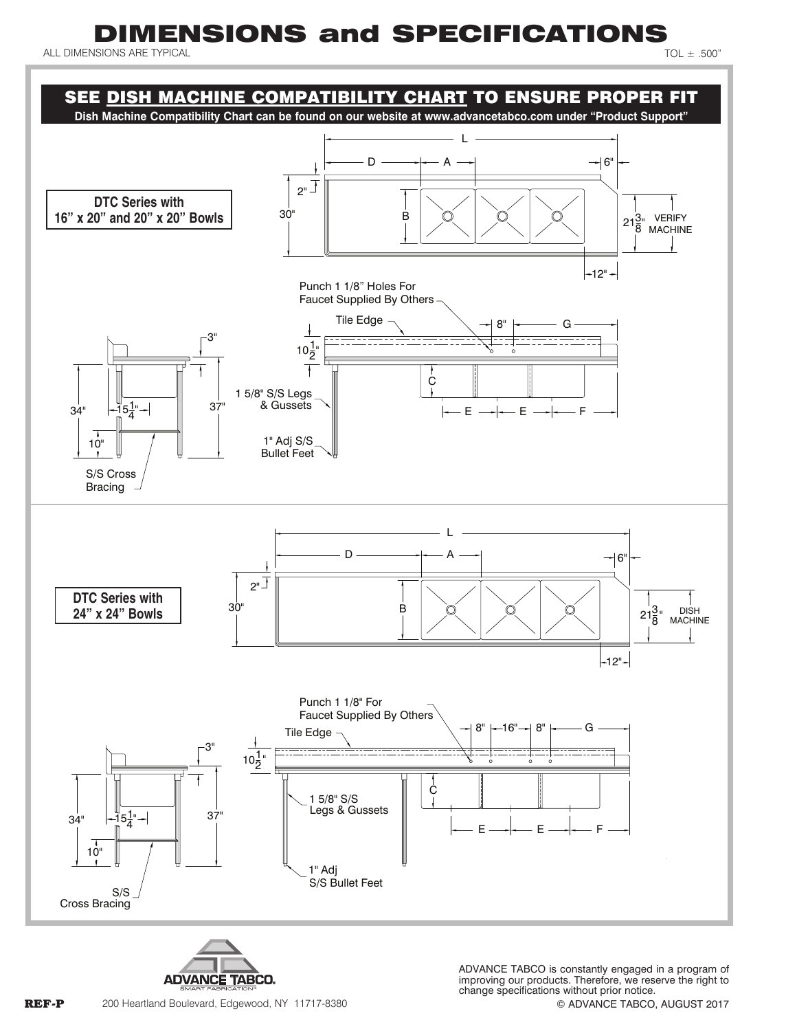# DIMENSIONS and SPECIFICATIONS

ALL DIMENSIONS ARE TYPICAL

TOL ± .500"

## SEE DISH MACHINE COMPATIBILITY CHART TO ENSURE PROPER FIT

**Dish Machine Compatibility Chart can be found on our website at www.advancetabco.com under "Product Support"**

**DTC Series with 16" x 20" and 20" x 20" Bowls**

L
D
A
6"
2"
30"
B
$21\frac{3}{8}$" VERIFY MACHINE
12"

Punch 1 1/8" Holes For Faucet Supplied By Others
Tile Edge
8"
G
3"
$10\frac{1}{2}$"
C
1 5/8" S/S Legs & Gussets
E
E
F
34"
$15\frac{1}{4}$"
37"
10"
1" Adj S/S Bullet Feet
S/S Cross Bracing

**DTC Series with 24" x 24" Bowls**

L
D
A
6"
2"
30"
B
$21\frac{3}{8}$" DISH MACHINE
12"

Punch 1 1/8" For Faucet Supplied By Others
8"
16"
8"
G
Tile Edge
3"
$10\frac{1}{2}$"
C
1 5/8" S/S Legs & Gussets
E
E
F
34"
$15\frac{1}{4}$"
37"
10"
1" Adj S/S Bullet Feet
S/S Cross Bracing

ADVANCE TABCO
SMART FABRICATION™

REF-P

200 Heartland Boulevard, Edgewood, NY 11717-8380

ADVANCE TABCO is constantly engaged in a program of improving our products. Therefore, we reserve the right to change specifications without prior notice.

© ADVANCE TABCO, AUGUST 2017